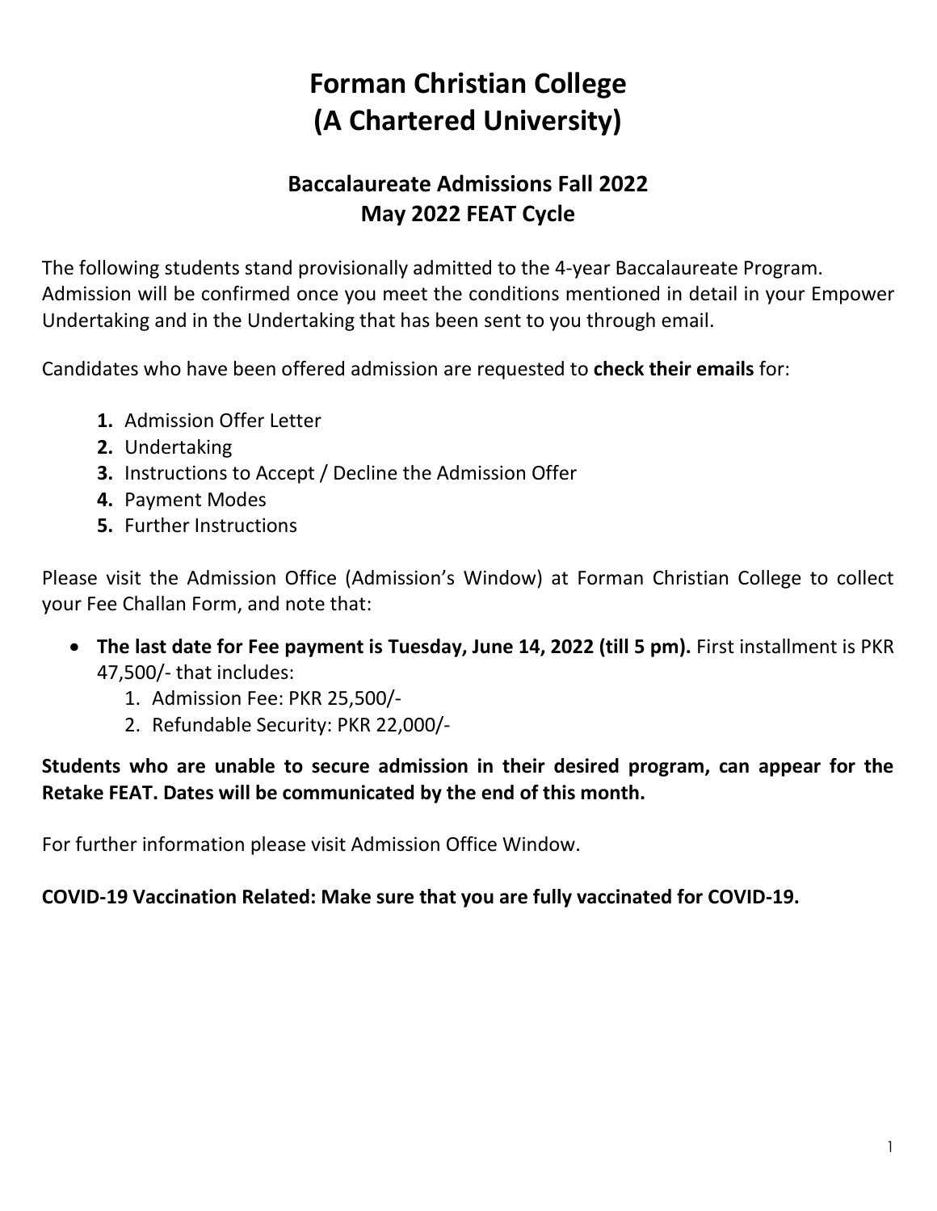# Forman Christian College
# (A Chartered University)

## Baccalaureate Admissions Fall 2022
## May 2022 FEAT Cycle

The following students stand provisionally admitted to the 4-year Baccalaureate Program. Admission will be confirmed once you meet the conditions mentioned in detail in your Empower Undertaking and in the Undertaking that has been sent to you through email.

Candidates who have been offered admission are requested to **check their emails** for:

1. Admission Offer Letter
2. Undertaking
3. Instructions to Accept / Decline the Admission Offer
4. Payment Modes
5. Further Instructions

Please visit the Admission Office (Admission's Window) at Forman Christian College to collect your Fee Challan Form, and note that:

- **The last date for Fee payment is Tuesday, June 14, 2022 (till 5 pm).** First installment is PKR 47,500/- that includes:
    1. Admission Fee: PKR 25,500/-
    2. Refundable Security: PKR 22,000/-

**Students who are unable to secure admission in their desired program, can appear for the Retake FEAT. Dates will be communicated by the end of this month.**

For further information please visit Admission Office Window.

**COVID-19 Vaccination Related: Make sure that you are fully vaccinated for COVID-19.**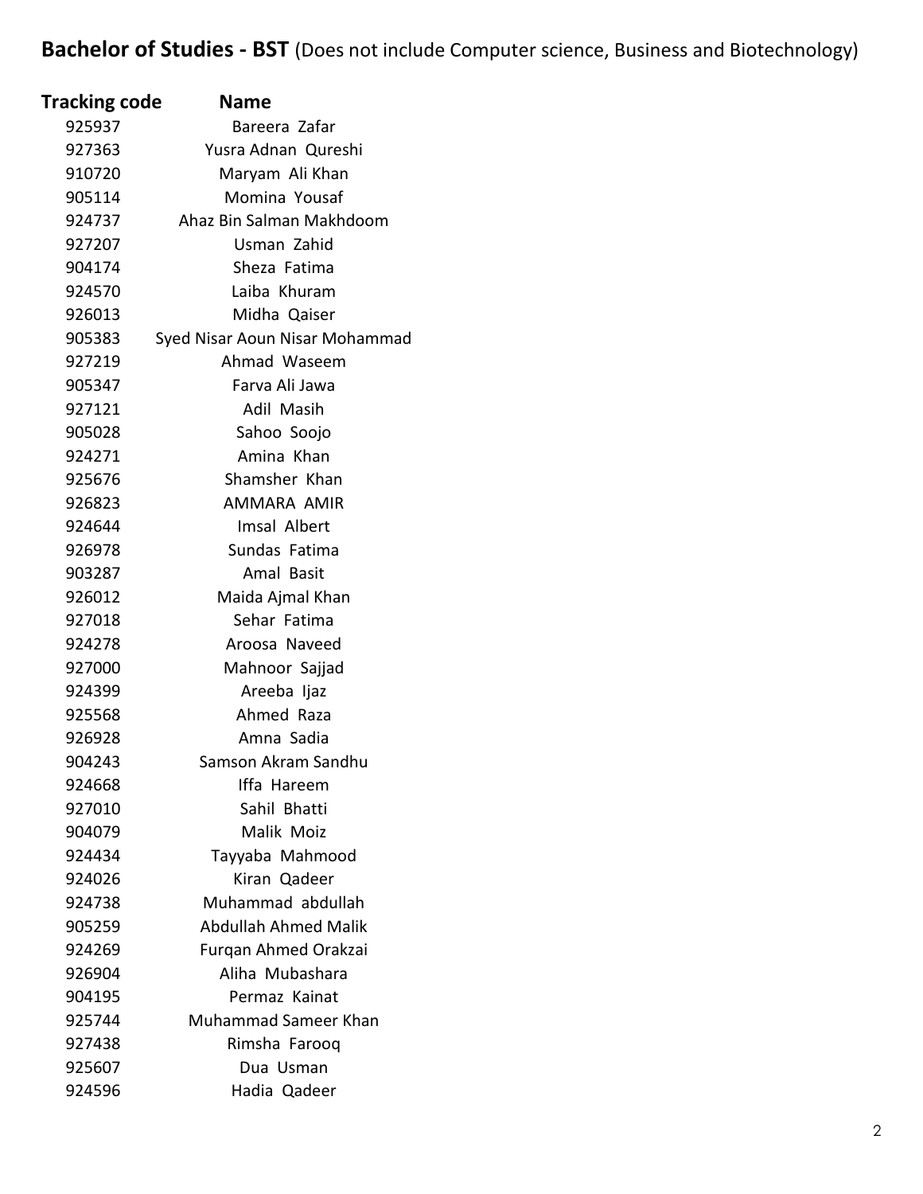**Bachelor of Studies - BST** (Does not include Computer science, Business and Biotechnology)

| Tracking code | Name |
|---|---|
| 925937 | Bareera  Zafar |
| 927363 | Yusra Adnan  Qureshi |
| 910720 | Maryam  Ali Khan |
| 905114 | Momina  Yousaf |
| 924737 | Ahaz Bin Salman Makhdoom |
| 927207 | Usman  Zahid |
| 904174 | Sheza  Fatima |
| 924570 | Laiba  Khuram |
| 926013 | Midha  Qaiser |
| 905383 | Syed Nisar Aoun Nisar Mohammad |
| 927219 | Ahmad  Waseem |
| 905347 | Farva Ali Jawa |
| 927121 | Adil  Masih |
| 905028 | Sahoo  Soojo |
| 924271 | Amina  Khan |
| 925676 | Shamsher  Khan |
| 926823 | AMMARA  AMIR |
| 924644 | Imsal  Albert |
| 926978 | Sundas  Fatima |
| 903287 | Amal  Basit |
| 926012 | Maida Ajmal Khan |
| 927018 | Sehar  Fatima |
| 924278 | Aroosa  Naveed |
| 927000 | Mahnoor  Sajjad |
| 924399 | Areeba  Ijaz |
| 925568 | Ahmed  Raza |
| 926928 | Amna  Sadia |
| 904243 | Samson Akram Sandhu |
| 924668 | Iffa  Hareem |
| 927010 | Sahil  Bhatti |
| 904079 | Malik  Moiz |
| 924434 | Tayyaba  Mahmood |
| 924026 | Kiran  Qadeer |
| 924738 | Muhammad  abdullah |
| 905259 | Abdullah Ahmed Malik |
| 924269 | Furqan Ahmed Orakzai |
| 926904 | Aliha  Mubashara |
| 904195 | Permaz  Kainat |
| 925744 | Muhammad Sameer Khan |
| 927438 | Rimsha  Farooq |
| 925607 | Dua  Usman |
| 924596 | Hadia  Qadeer |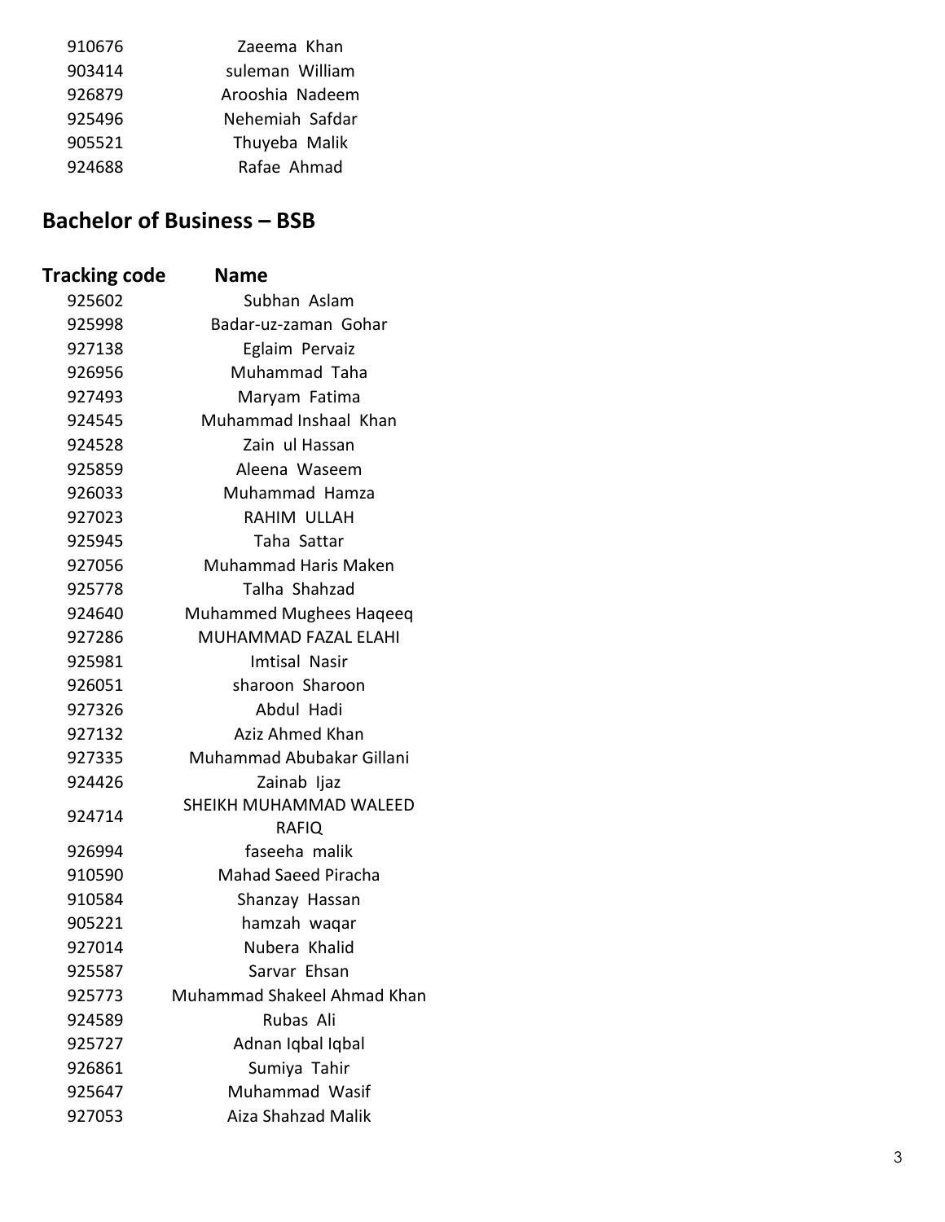| | |
|---|---|
| 910676 | Zaeema Khan |
| 903414 | suleman William |
| 926879 | Arooshia Nadeem |
| 925496 | Nehemiah Safdar |
| 905521 | Thuyeba Malik |
| 924688 | Rafae Ahmad |

## Bachelor of Business – BSB

| Tracking code | Name |
|---|---|
| 925602 | Subhan Aslam |
| 925998 | Badar-uz-zaman Gohar |
| 927138 | Eglaim Pervaiz |
| 926956 | Muhammad Taha |
| 927493 | Maryam Fatima |
| 924545 | Muhammad Inshaal Khan |
| 924528 | Zain ul Hassan |
| 925859 | Aleena Waseem |
| 926033 | Muhammad Hamza |
| 927023 | RAHIM ULLAH |
| 925945 | Taha Sattar |
| 927056 | Muhammad Haris Maken |
| 925778 | Talha Shahzad |
| 924640 | Muhammed Mughees Haqeeq |
| 927286 | MUHAMMAD FAZAL ELAHI |
| 925981 | Imtisal Nasir |
| 926051 | sharoon Sharoon |
| 927326 | Abdul Hadi |
| 927132 | Aziz Ahmed Khan |
| 927335 | Muhammad Abubakar Gillani |
| 924426 | Zainab Ijaz |
| 924714 | SHEIKH MUHAMMAD WALEED RAFIQ |
| 926994 | faseeha malik |
| 910590 | Mahad Saeed Piracha |
| 910584 | Shanzay Hassan |
| 905221 | hamzah waqar |
| 927014 | Nubera Khalid |
| 925587 | Sarvar Ehsan |
| 925773 | Muhammad Shakeel Ahmad Khan |
| 924589 | Rubas Ali |
| 925727 | Adnan Iqbal Iqbal |
| 926861 | Sumiya Tahir |
| 925647 | Muhammad Wasif |
| 927053 | Aiza Shahzad Malik |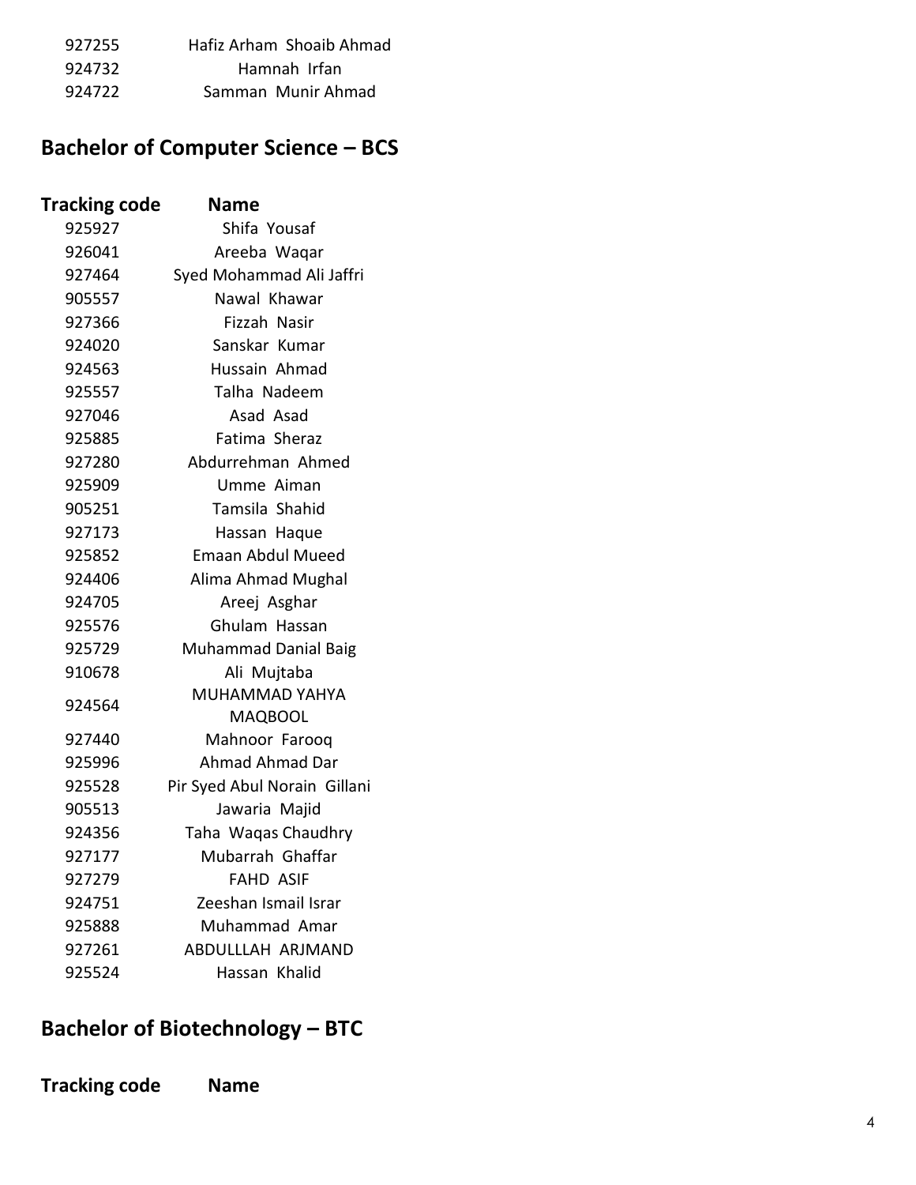| | |
|---|---|
| 927255 | Hafiz Arham Shoaib Ahmad |
| 924732 | Hamnah Irfan |
| 924722 | Samman Munir Ahmad |

## Bachelor of Computer Science – BCS

| Tracking code | Name |
|---|---|
| 925927 | Shifa Yousaf |
| 926041 | Areeba Waqar |
| 927464 | Syed Mohammad Ali Jaffri |
| 905557 | Nawal Khawar |
| 927366 | Fizzah Nasir |
| 924020 | Sanskar Kumar |
| 924563 | Hussain Ahmad |
| 925557 | Talha Nadeem |
| 927046 | Asad Asad |
| 925885 | Fatima Sheraz |
| 927280 | Abdurrehman Ahmed |
| 925909 | Umme Aiman |
| 905251 | Tamsila Shahid |
| 927173 | Hassan Haque |
| 925852 | Emaan Abdul Mueed |
| 924406 | Alima Ahmad Mughal |
| 924705 | Areej Asghar |
| 925576 | Ghulam Hassan |
| 925729 | Muhammad Danial Baig |
| 910678 | Ali Mujtaba |
| 924564 | MUHAMMAD YAHYA MAQBOOL |
| 927440 | Mahnoor Farooq |
| 925996 | Ahmad Ahmad Dar |
| 925528 | Pir Syed Abul Norain Gillani |
| 905513 | Jawaria Majid |
| 924356 | Taha Waqas Chaudhry |
| 927177 | Mubarrah Ghaffar |
| 927279 | FAHD ASIF |
| 924751 | Zeeshan Ismail Israr |
| 925888 | Muhammad Amar |
| 927261 | ABDULLLAH ARJMAND |
| 925524 | Hassan Khalid |

## Bachelor of Biotechnology – BTC

| Tracking code | Name |
|---|---|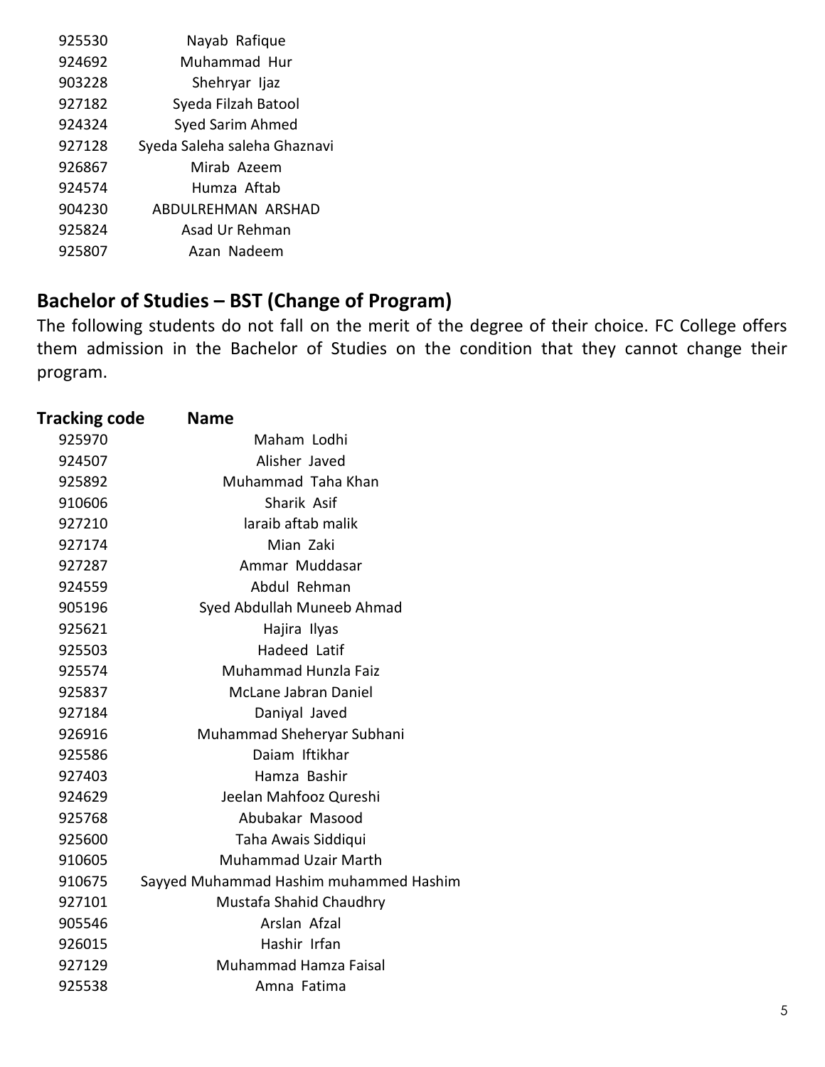| | |
|---|---|
| 925530 | Nayab Rafique |
| 924692 | Muhammad Hur |
| 903228 | Shehryar Ijaz |
| 927182 | Syeda Filzah Batool |
| 924324 | Syed Sarim Ahmed |
| 927128 | Syeda Saleha saleha Ghaznavi |
| 926867 | Mirab Azeem |
| 924574 | Humza Aftab |
| 904230 | ABDULREHMAN ARSHAD |
| 925824 | Asad Ur Rehman |
| 925807 | Azan Nadeem |

## Bachelor of Studies – BST (Change of Program)

The following students do not fall on the merit of the degree of their choice. FC College offers them admission in the Bachelor of Studies on the condition that they cannot change their program.

| Tracking code | Name |
|---|---|
| 925970 | Maham Lodhi |
| 924507 | Alisher Javed |
| 925892 | Muhammad Taha Khan |
| 910606 | Sharik Asif |
| 927210 | laraib aftab malik |
| 927174 | Mian Zaki |
| 927287 | Ammar Muddasar |
| 924559 | Abdul Rehman |
| 905196 | Syed Abdullah Muneeb Ahmad |
| 925621 | Hajira Ilyas |
| 925503 | Hadeed Latif |
| 925574 | Muhammad Hunzla Faiz |
| 925837 | McLane Jabran Daniel |
| 927184 | Daniyal Javed |
| 926916 | Muhammad Sheheryar Subhani |
| 925586 | Daiam Iftikhar |
| 927403 | Hamza Bashir |
| 924629 | Jeelan Mahfooz Qureshi |
| 925768 | Abubakar Masood |
| 925600 | Taha Awais Siddiqui |
| 910605 | Muhammad Uzair Marth |
| 910675 | Sayyed Muhammad Hashim muhammed Hashim |
| 927101 | Mustafa Shahid Chaudhry |
| 905546 | Arslan Afzal |
| 926015 | Hashir Irfan |
| 927129 | Muhammad Hamza Faisal |
| 925538 | Amna Fatima |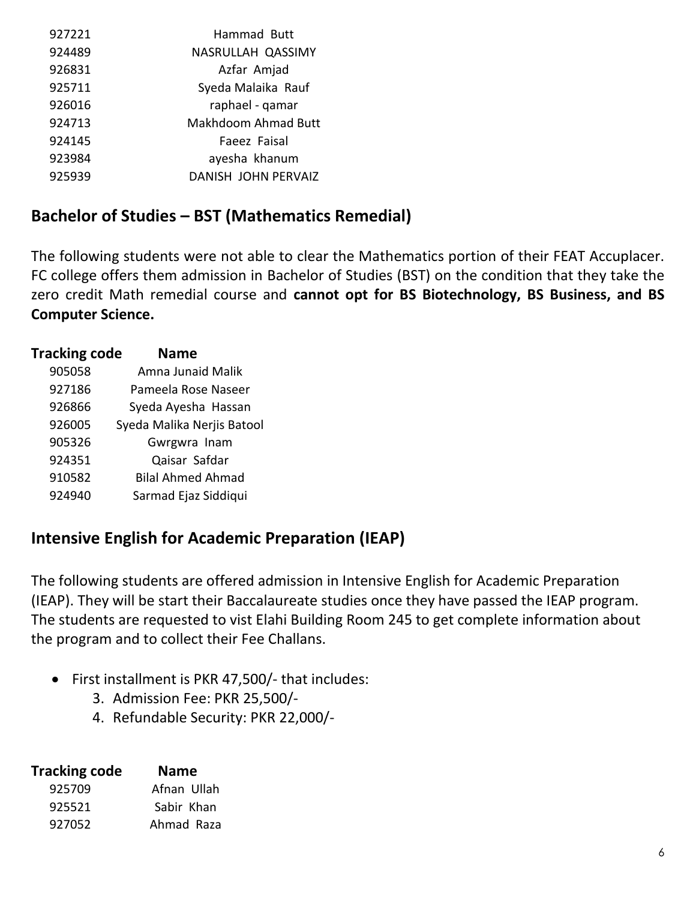| | |
|---|---|
| 927221 | Hammad Butt |
| 924489 | NASRULLAH QASSIMY |
| 926831 | Azfar Amjad |
| 925711 | Syeda Malaika Rauf |
| 926016 | raphael - qamar |
| 924713 | Makhdoom Ahmad Butt |
| 924145 | Faeez Faisal |
| 923984 | ayesha khanum |
| 925939 | DANISH JOHN PERVAIZ |

## Bachelor of Studies – BST (Mathematics Remedial)

The following students were not able to clear the Mathematics portion of their FEAT Accuplacer. FC college offers them admission in Bachelor of Studies (BST) on the condition that they take the zero credit Math remedial course and **cannot opt for BS Biotechnology, BS Business, and BS Computer Science.**

| Tracking code | Name |
|---|---|
| 905058 | Amna Junaid Malik |
| 927186 | Pameela Rose Naseer |
| 926866 | Syeda Ayesha Hassan |
| 926005 | Syeda Malika Nerjis Batool |
| 905326 | Gwrgwra Inam |
| 924351 | Qaisar Safdar |
| 910582 | Bilal Ahmed Ahmad |
| 924940 | Sarmad Ejaz Siddiqui |

## Intensive English for Academic Preparation (IEAP)

The following students are offered admission in Intensive English for Academic Preparation (IEAP). They will be start their Baccalaureate studies once they have passed the IEAP program. The students are requested to vist Elahi Building Room 245 to get complete information about the program and to collect their Fee Challans.

- First installment is PKR 47,500/- that includes:
    3. Admission Fee: PKR 25,500/-
    4. Refundable Security: PKR 22,000/-

| Tracking code | Name |
|---|---|
| 925709 | Afnan Ullah |
| 925521 | Sabir Khan |
| 927052 | Ahmad Raza |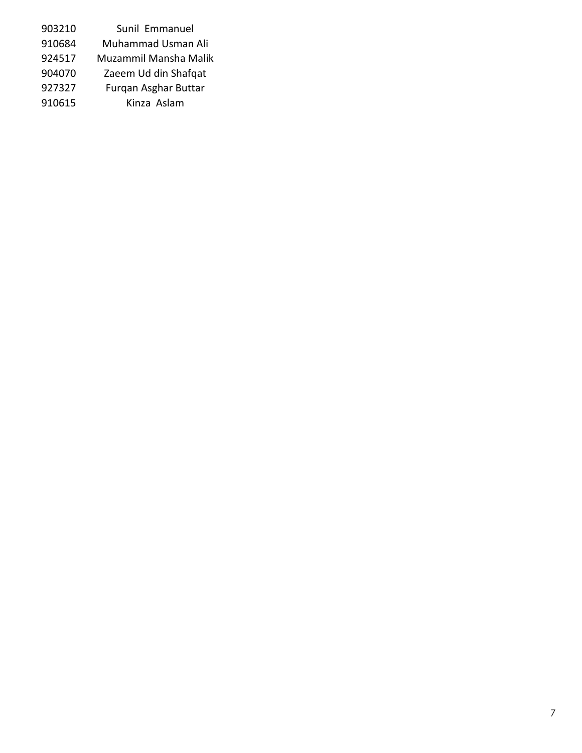| | |
|---|---|
| 903210 | Sunil Emmanuel |
| 910684 | Muhammad Usman Ali |
| 924517 | Muzammil Mansha Malik |
| 904070 | Zaeem Ud din Shafqat |
| 927327 | Furqan Asghar Buttar |
| 910615 | Kinza Aslam |